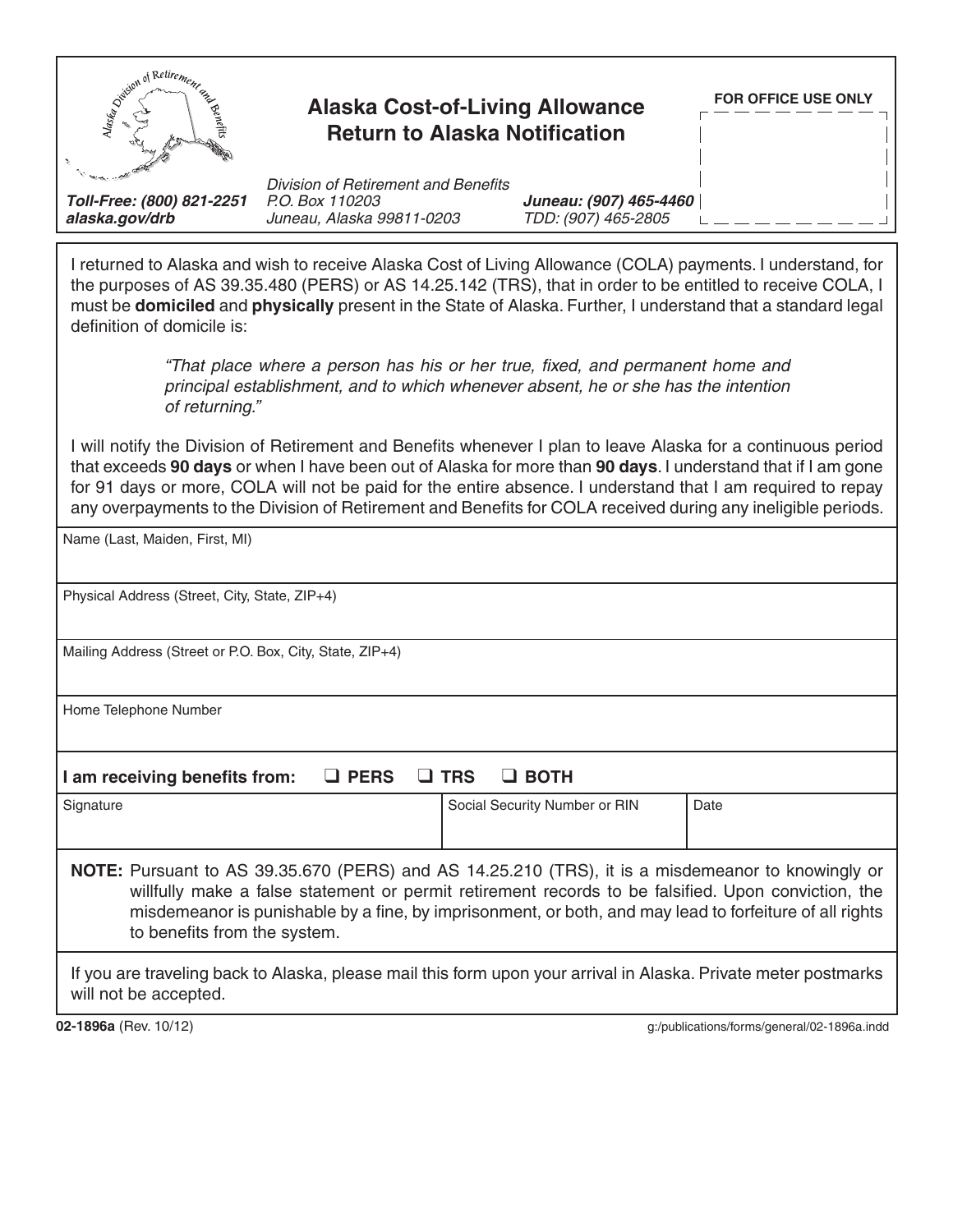# Alaska Cost-of-Living Allowance Return to Alaska Notification

**FOR OFFICE USE ONLY**

***Toll-Free: (800) 821-2251***
***alaska.gov/drb***

*Division of Retirement and Benefits*
*P.O. Box 110203*
*Juneau, Alaska 99811-0203*

***Juneau: (907) 465-4460***
*TDD: (907) 465-2805*

I returned to Alaska and wish to receive Alaska Cost of Living Allowance (COLA) payments. I understand, for the purposes of AS 39.35.480 (PERS) or AS 14.25.142 (TRS), that in order to be entitled to receive COLA, I must be **domiciled** and **physically** present in the State of Alaska. Further, I understand that a standard legal definition of domicile is:

> *"That place where a person has his or her true, fixed, and permanent home and principal establishment, and to which whenever absent, he or she has the intention of returning."*

I will notify the Division of Retirement and Benefits whenever I plan to leave Alaska for a continuous period that exceeds **90 days** or when I have been out of Alaska for more than **90 days**. I understand that if I am gone for 91 days or more, COLA will not be paid for the entire absence. I understand that I am required to repay any overpayments to the Division of Retirement and Benefits for COLA received during any ineligible periods.

| Name (Last, Maiden, First, MI) |
|---|
| |

| Physical Address (Street, City, State, ZIP+4) |
|---|
| |

| Mailing Address (Street or P.O. Box, City, State, ZIP+4) |
|---|
| |

| Home Telephone Number |
|---|
| |

**I am receiving benefits from:** ❑ **PERS** ❑ **TRS** ❑ **BOTH**

| Signature | Social Security Number or RIN | Date |
|---|---|---|
| | | |

**NOTE:** Pursuant to AS 39.35.670 (PERS) and AS 14.25.210 (TRS), it is a misdemeanor to knowingly or willfully make a false statement or permit retirement records to be falsified. Upon conviction, the misdemeanor is punishable by a fine, by imprisonment, or both, and may lead to forfeiture of all rights to benefits from the system.

If you are traveling back to Alaska, please mail this form upon your arrival in Alaska. Private meter postmarks will not be accepted.

**02-1896a** (Rev. 10/12)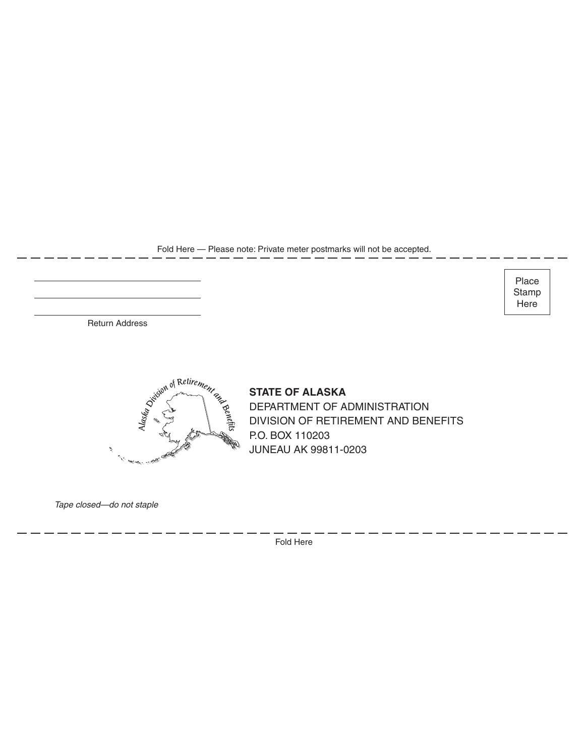Fold Here — Please note: Private meter postmarks will not be accepted.

\_\_\_\_\_\_\_\_\_\_\_\_\_\_\_\_\_\_\_\_\_\_\_\_\_\_\_\_\_\_

\_\_\_\_\_\_\_\_\_\_\_\_\_\_\_\_\_\_\_\_\_\_\_\_\_\_\_\_\_\_

\_\_\_\_\_\_\_\_\_\_\_\_\_\_\_\_\_\_\_\_\_\_\_\_\_\_\_\_\_\_

Return Address

Place Stamp Here

Alaska Division of Retirement and Benefits

**STATE OF ALASKA**
DEPARTMENT OF ADMINISTRATION
DIVISION OF RETIREMENT AND BENEFITS
P.O. BOX 110203
JUNEAU AK 99811-0203

*Tape closed—do not staple*

Fold Here